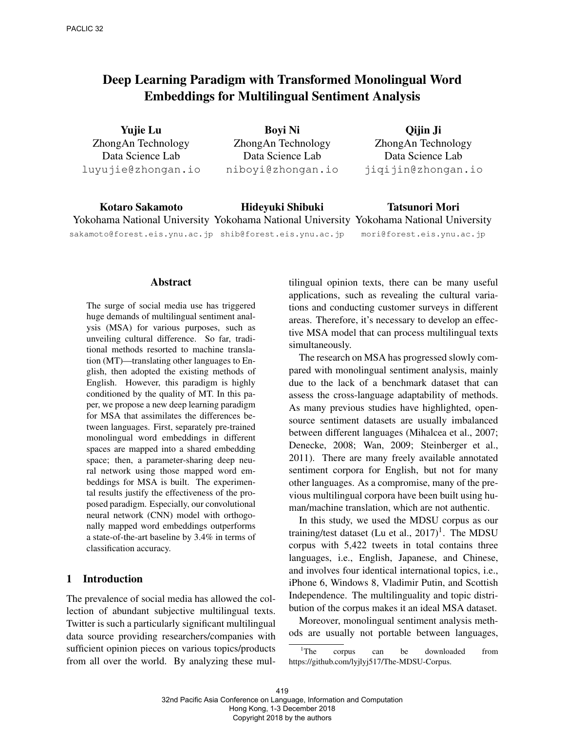# Deep Learning Paradigm with Transformed Monolingual Word Embeddings for Multilingual Sentiment Analysis

**Yujie Lu**
ZhongAn Technology
Data Science Lab
luyujie@zhongan.io

**Boyi Ni**
ZhongAn Technology
Data Science Lab
niboyi@zhongan.io

**Qijin Ji**
ZhongAn Technology
Data Science Lab
jiqijin@zhongan.io

**Kotaro Sakamoto**
Yokohama National University
sakamoto@forest.eis.ynu.ac.jp

**Hideyuki Shibuki**
Yokohama National University
shib@forest.eis.ynu.ac.jp

**Tatsunori Mori**
Yokohama National University
mori@forest.eis.ynu.ac.jp

## Abstract

The surge of social media use has triggered huge demands of multilingual sentiment analysis (MSA) for various purposes, such as unveiling cultural difference. So far, traditional methods resorted to machine translation (MT)—translating other languages to English, then adopted the existing methods of English. However, this paradigm is highly conditioned by the quality of MT. In this paper, we propose a new deep learning paradigm for MSA that assimilates the differences between languages. First, separately pre-trained monolingual word embeddings in different spaces are mapped into a shared embedding space; then, a parameter-sharing deep neural network using those mapped word embeddings for MSA is built. The experimental results justify the effectiveness of the proposed paradigm. Especially, our convolutional neural network (CNN) model with orthogonally mapped word embeddings outperforms a state-of-the-art baseline by 3.4% in terms of classification accuracy.

## 1 Introduction

The prevalence of social media has allowed the collection of abundant subjective multilingual texts. Twitter is such a particularly significant multilingual data source providing researchers/companies with sufficient opinion pieces on various topics/products from all over the world. By analyzing these multilingual opinion texts, there can be many useful applications, such as revealing the cultural variations and conducting customer surveys in different areas. Therefore, it's necessary to develop an effective MSA model that can process multilingual texts simultaneously.

The research on MSA has progressed slowly compared with monolingual sentiment analysis, mainly due to the lack of a benchmark dataset that can assess the cross-language adaptability of methods. As many previous studies have highlighted, open-source sentiment datasets are usually imbalanced between different languages (Mihalcea et al., 2007; Denecke, 2008; Wan, 2009; Steinberger et al., 2011). There are many freely available annotated sentiment corpora for English, but not for many other languages. As a compromise, many of the previous multilingual corpora have been built using human/machine translation, which are not authentic.

In this study, we used the MDSU corpus as our training/test dataset (Lu et al., 2017)[1]. The MDSU corpus with 5,422 tweets in total contains three languages, i.e., English, Japanese, and Chinese, and involves four identical international topics, i.e., iPhone 6, Windows 8, Vladimir Putin, and Scottish Independence. The multilinguality and topic distribution of the corpus makes it an ideal MSA dataset.

Moreover, monolingual sentiment analysis methods are usually not portable between languages,

[1] The corpus can be downloaded from https://github.com/lyjlyj517/The-MDSU-Corpus.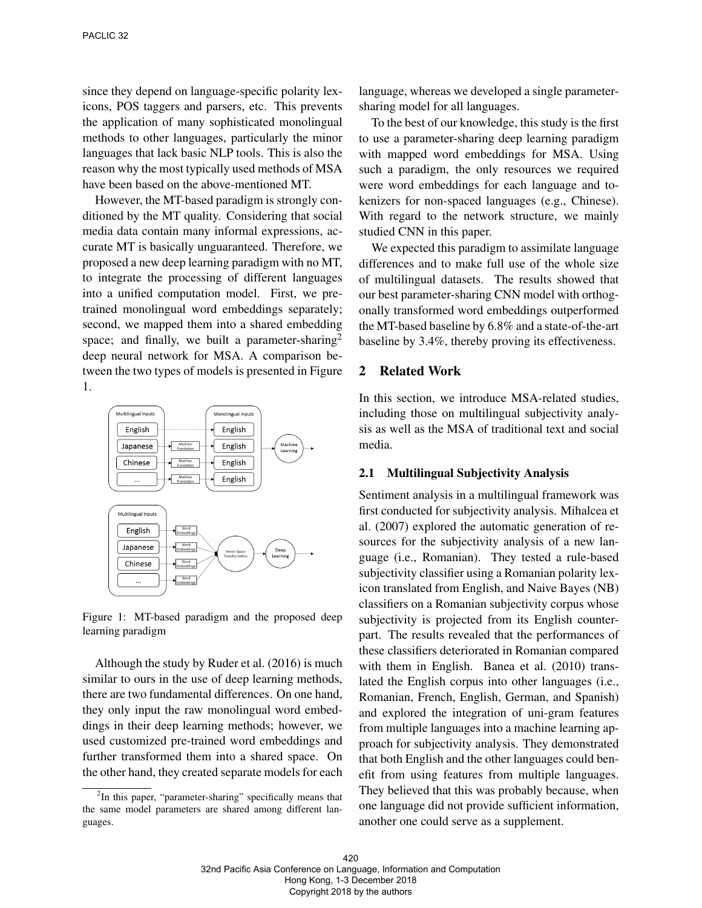since they depend on language-specific polarity lexicons, POS taggers and parsers, etc. This prevents the application of many sophisticated monolingual methods to other languages, particularly the minor languages that lack basic NLP tools. This is also the reason why the most typically used methods of MSA have been based on the above-mentioned MT.

However, the MT-based paradigm is strongly conditioned by the MT quality. Considering that social media data contain many informal expressions, accurate MT is basically unguaranteed. Therefore, we proposed a new deep learning paradigm with no MT, to integrate the processing of different languages into a unified computation model. First, we pre-trained monolingual word embeddings separately; second, we mapped them into a shared embedding space; and finally, we built a parameter-sharing[2] deep neural network for MSA. A comparison between the two types of models is presented in Figure 1.

Figure 1: MT-based paradigm and the proposed deep learning paradigm

Although the study by Ruder et al. (2016) is much similar to ours in the use of deep learning methods, there are two fundamental differences. On one hand, they only input the raw monolingual word embeddings in their deep learning methods; however, we used customized pre-trained word embeddings and further transformed them into a shared space. On the other hand, they created separate models for each language, whereas we developed a single parameter-sharing model for all languages.

To the best of our knowledge, this study is the first to use a parameter-sharing deep learning paradigm with mapped word embeddings for MSA. Using such a paradigm, the only resources we required were word embeddings for each language and tokenizers for non-spaced languages (e.g., Chinese). With regard to the network structure, we mainly studied CNN in this paper.

We expected this paradigm to assimilate language differences and to make full use of the whole size of multilingual datasets. The results showed that our best parameter-sharing CNN model with orthogonally transformed word embeddings outperformed the MT-based baseline by 6.8% and a state-of-the-art baseline by 3.4%, thereby proving its effectiveness.

## 2 Related Work

In this section, we introduce MSA-related studies, including those on multilingual subjectivity analysis as well as the MSA of traditional text and social media.

### 2.1 Multilingual Subjectivity Analysis

Sentiment analysis in a multilingual framework was first conducted for subjectivity analysis. Mihalcea et al. (2007) explored the automatic generation of resources for the subjectivity analysis of a new language (i.e., Romanian). They tested a rule-based subjectivity classifier using a Romanian polarity lexicon translated from English, and Naive Bayes (NB) classifiers on a Romanian subjectivity corpus whose subjectivity is projected from its English counterpart. The results revealed that the performances of these classifiers deteriorated in Romanian compared with them in English. Banea et al. (2010) translated the English corpus into other languages (i.e., Romanian, French, English, German, and Spanish) and explored the integration of uni-gram features from multiple languages into a machine learning approach for subjectivity analysis. They demonstrated that both English and the other languages could benefit from using features from multiple languages. They believed that this was probably because, when one language did not provide sufficient information, another one could serve as a supplement.

[2] In this paper, "parameter-sharing" specifically means that the same model parameters are shared among different languages.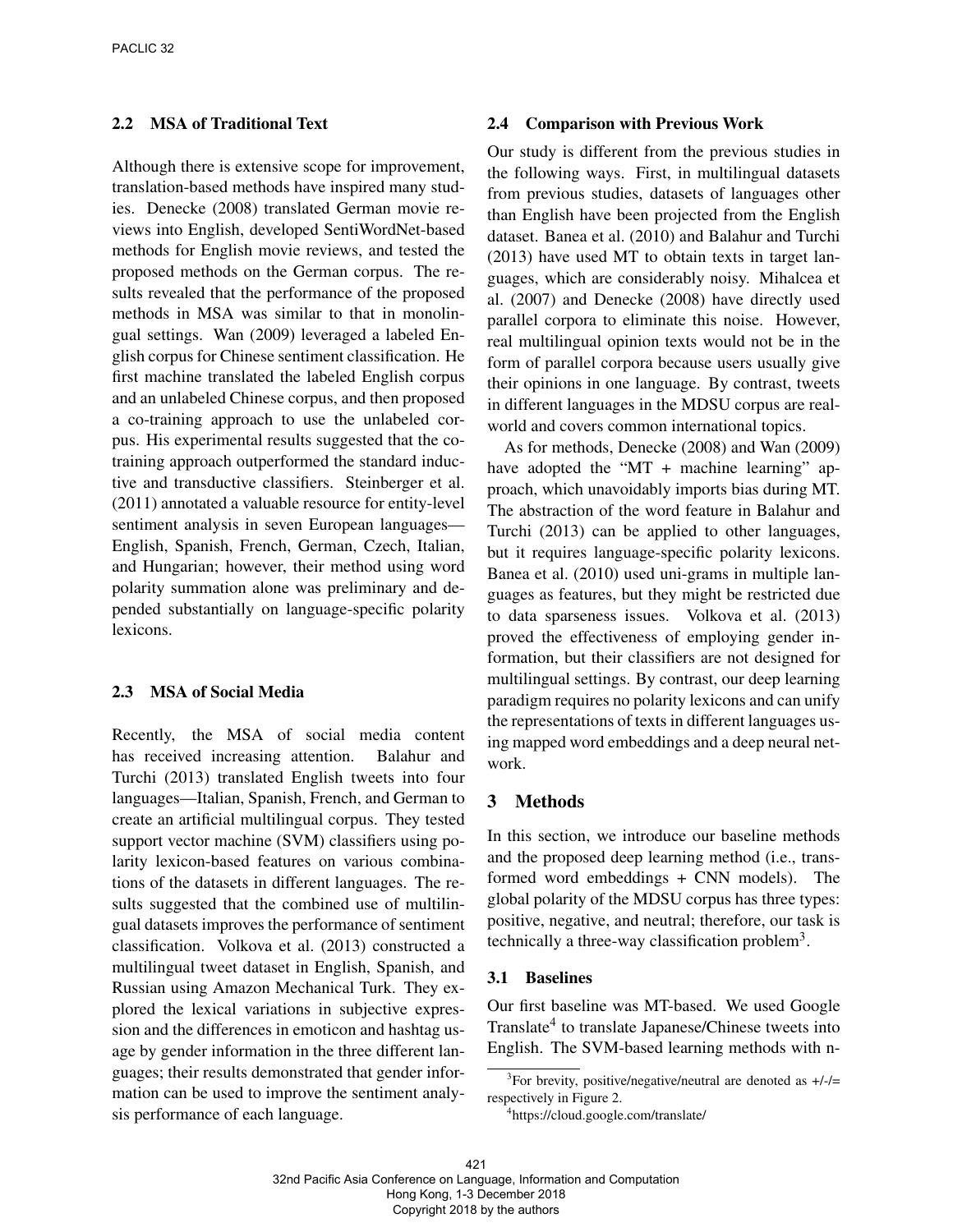## 2.2 MSA of Traditional Text

Although there is extensive scope for improvement, translation-based methods have inspired many studies. Denecke (2008) translated German movie reviews into English, developed SentiWordNet-based methods for English movie reviews, and tested the proposed methods on the German corpus. The results revealed that the performance of the proposed methods in MSA was similar to that in monolingual settings. Wan (2009) leveraged a labeled English corpus for Chinese sentiment classification. He first machine translated the labeled English corpus and an unlabeled Chinese corpus, and then proposed a co-training approach to use the unlabeled corpus. His experimental results suggested that the co-training approach outperformed the standard inductive and transductive classifiers. Steinberger et al. (2011) annotated a valuable resource for entity-level sentiment analysis in seven European languages—English, Spanish, French, German, Czech, Italian, and Hungarian; however, their method using word polarity summation alone was preliminary and depended substantially on language-specific polarity lexicons.

## 2.3 MSA of Social Media

Recently, the MSA of social media content has received increasing attention. Balahur and Turchi (2013) translated English tweets into four languages—Italian, Spanish, French, and German to create an artificial multilingual corpus. They tested support vector machine (SVM) classifiers using polarity lexicon-based features on various combinations of the datasets in different languages. The results suggested that the combined use of multilingual datasets improves the performance of sentiment classification. Volkova et al. (2013) constructed a multilingual tweet dataset in English, Spanish, and Russian using Amazon Mechanical Turk. They explored the lexical variations in subjective expression and the differences in emoticon and hashtag usage by gender information in the three different languages; their results demonstrated that gender information can be used to improve the sentiment analysis performance of each language.

## 2.4 Comparison with Previous Work

Our study is different from the previous studies in the following ways. First, in multilingual datasets from previous studies, datasets of languages other than English have been projected from the English dataset. Banea et al. (2010) and Balahur and Turchi (2013) have used MT to obtain texts in target languages, which are considerably noisy. Mihalcea et al. (2007) and Denecke (2008) have directly used parallel corpora to eliminate this noise. However, real multilingual opinion texts would not be in the form of parallel corpora because users usually give their opinions in one language. By contrast, tweets in different languages in the MDSU corpus are real-world and covers common international topics.

As for methods, Denecke (2008) and Wan (2009) have adopted the "MT + machine learning" approach, which unavoidably imports bias during MT. The abstraction of the word feature in Balahur and Turchi (2013) can be applied to other languages, but it requires language-specific polarity lexicons. Banea et al. (2010) used uni-grams in multiple languages as features, but they might be restricted due to data sparseness issues. Volkova et al. (2013) proved the effectiveness of employing gender information, but their classifiers are not designed for multilingual settings. By contrast, our deep learning paradigm requires no polarity lexicons and can unify the representations of texts in different languages using mapped word embeddings and a deep neural network.

# 3 Methods

In this section, we introduce our baseline methods and the proposed deep learning method (i.e., transformed word embeddings + CNN models). The global polarity of the MDSU corpus has three types: positive, negative, and neutral; therefore, our task is technically a three-way classification problem[3].

## 3.1 Baselines

Our first baseline was MT-based. We used Google Translate[4] to translate Japanese/Chinese tweets into English. The SVM-based learning methods with n-

[3]For brevity, positive/negative/neutral are denoted as +/-/= respectively in Figure 2.

[4]https://cloud.google.com/translate/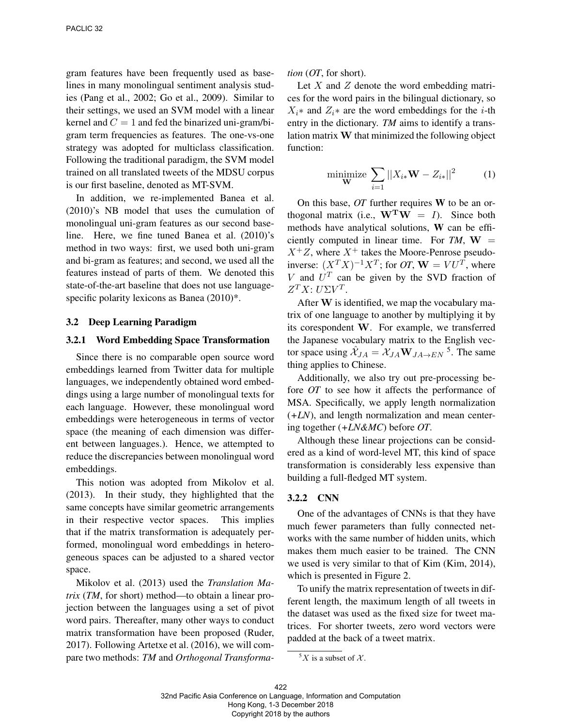gram features have been frequently used as baselines in many monolingual sentiment analysis studies (Pang et al., 2002; Go et al., 2009). Similar to their settings, we used an SVM model with a linear kernel and $C = 1$ and fed the binarized uni-gram/bi-gram term frequencies as features. The one-vs-one strategy was adopted for multiclass classification. Following the traditional paradigm, the SVM model trained on all translated tweets of the MDSU corpus is our first baseline, denoted as MT-SVM.

In addition, we re-implemented Banea et al. (2010)'s NB model that uses the cumulation of monolingual uni-gram features as our second baseline. Here, we fine tuned Banea et al. (2010)'s method in two ways: first, we used both uni-gram and bi-gram as features; and second, we used all the features instead of parts of them. We denoted this state-of-the-art baseline that does not use language-specific polarity lexicons as Banea (2010)*.

### 3.2 Deep Learning Paradigm

#### 3.2.1 Word Embedding Space Transformation

Since there is no comparable open source word embeddings learned from Twitter data for multiple languages, we independently obtained word embeddings using a large number of monolingual texts for each language. However, these monolingual word embeddings were heterogeneous in terms of vector space (the meaning of each dimension was different between languages.). Hence, we attempted to reduce the discrepancies between monolingual word embeddings.

This notion was adopted from Mikolov et al. (2013). In their study, they highlighted that the same concepts have similar geometric arrangements in their respective vector spaces. This implies that if the matrix transformation is adequately performed, monolingual word embeddings in heterogeneous spaces can be adjusted to a shared vector space.

Mikolov et al. (2013) used the *Translation Matrix* (*TM*, for short) method—to obtain a linear projection between the languages using a set of pivot word pairs. Thereafter, many other ways to conduct matrix transformation have been proposed (Ruder, 2017). Following Artetxe et al. (2016), we will compare two methods: *TM* and *Orthogonal Transformation* (*OT*, for short).

Let $X$ and $Z$ denote the word embedding matrices for the word pairs in the bilingual dictionary, so $X_i*$ and $Z_i*$ are the word embeddings for the $i$-th entry in the dictionary. *TM* aims to identify a translation matrix $\mathbf{W}$ that minimized the following object function:

$$\underset{\mathbf{W}}{\text{minimize}} \sum_{i=1} ||X_{i*}\mathbf{W} - Z_{i*}||^2 \tag{1}$$

On this base, *OT* further requires $\mathbf{W}$ to be an orthogonal matrix (i.e., $\mathbf{W^T W} = I$). Since both methods have analytical solutions, $\mathbf{W}$ can be efficiently computed in linear time. For *TM*, $\mathbf{W} = X^+Z$, where $X^+$ takes the Moore-Penrose pseudo-inverse: $(X^TX)^{-1}X^T$; for *OT*, $\mathbf{W} = VU^T$, where $V$ and $U^T$ can be given by the SVD fraction of $Z^TX$: $U\Sigma V^T$.

After $\mathbf{W}$ is identified, we map the vocabulary matrix of one language to another by multiplying it by its corespondent $\mathbf{W}$. For example, we transferred the Japanese vocabulary matrix to the English vector space using $\hat{\mathcal{X}}_{JA} = \mathcal{X}_{JA}\mathbf{W}_{JA \to EN}$ [5]. The same thing applies to Chinese.

Additionally, we also try out pre-processing before *OT* to see how it affects the performance of MSA. Specifically, we apply length normalization (*+LN*), and length normalization and mean centering together (*+LN&MC*) before *OT*.

Although these linear projections can be considered as a kind of word-level MT, this kind of space transformation is considerably less expensive than building a full-fledged MT system.

#### 3.2.2 CNN

One of the advantages of CNNs is that they have much fewer parameters than fully connected networks with the same number of hidden units, which makes them much easier to be trained. The CNN we used is very similar to that of Kim (Kim, 2014), which is presented in Figure 2.

To unify the matrix representation of tweets in different length, the maximum length of all tweets in the dataset was used as the fixed size for tweet matrices. For shorter tweets, zero word vectors were padded at the back of a tweet matrix.

[5] $X$ is a subset of $\mathcal{X}$.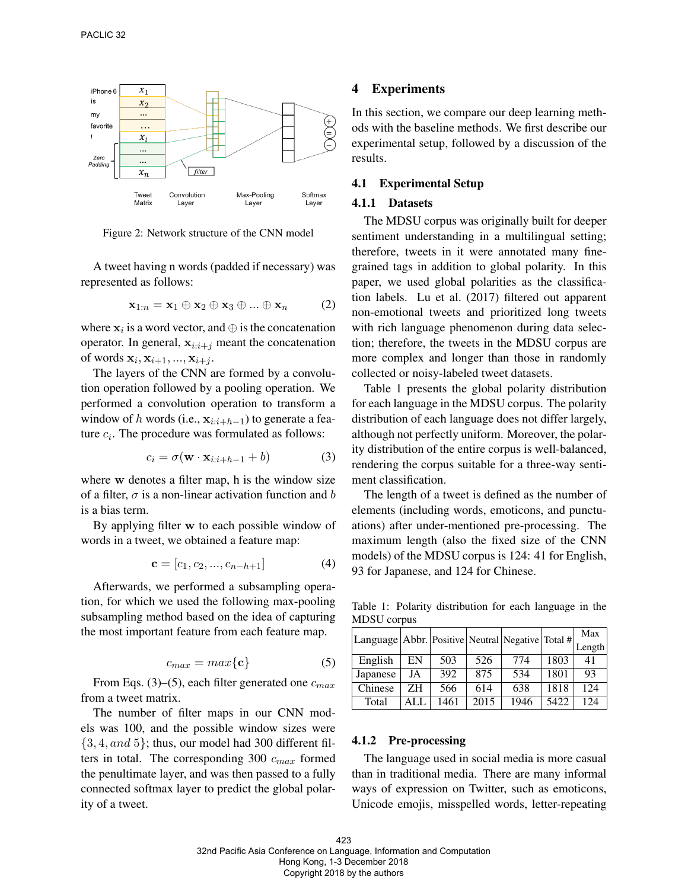Figure 2: Network structure of the CNN model

A tweet having n words (padded if necessary) was represented as follows:

$$\mathbf{x}_{1:n} = \mathbf{x}_1 \oplus \mathbf{x}_2 \oplus \mathbf{x}_3 \oplus ... \oplus \mathbf{x}_n \tag{2}$$

where $\mathbf{x}_i$ is a word vector, and $\oplus$ is the concatenation operator. In general, $\mathbf{x}_{i:i+j}$ meant the concatenation of words $\mathbf{x}_i, \mathbf{x}_{i+1}, ..., \mathbf{x}_{i+j}$.

The layers of the CNN are formed by a convolution operation followed by a pooling operation. We performed a convolution operation to transform a window of $h$ words (i.e., $\mathbf{x}_{i:i+h-1}$) to generate a feature $c_i$. The procedure was formulated as follows:

$$c_i = \sigma(\mathbf{w} \cdot \mathbf{x}_{i:i+h-1} + b) \tag{3}$$

where $\mathbf{w}$ denotes a filter map, h is the window size of a filter, $\sigma$ is a non-linear activation function and $b$ is a bias term.

By applying filter $\mathbf{w}$ to each possible window of words in a tweet, we obtained a feature map:

$$\mathbf{c} = [c_1, c_2, ..., c_{n-h+1}] \tag{4}$$

Afterwards, we performed a subsampling operation, for which we used the following max-pooling subsampling method based on the idea of capturing the most important feature from each feature map.

$$c_{max} = max\{\mathbf{c}\} \tag{5}$$

From Eqs. (3)–(5), each filter generated one $c_{max}$ from a tweet matrix.

The number of filter maps in our CNN models was 100, and the possible window sizes were $\{3, 4, and\ 5\}$; thus, our model had 300 different filters in total. The corresponding 300 $c_{max}$ formed the penultimate layer, and was then passed to a fully connected softmax layer to predict the global polarity of a tweet.

## 4 Experiments

In this section, we compare our deep learning methods with the baseline methods. We first describe our experimental setup, followed by a discussion of the results.

### 4.1 Experimental Setup

#### 4.1.1 Datasets

The MDSU corpus was originally built for deeper sentiment understanding in a multilingual setting; therefore, tweets in it were annotated many fine-grained tags in addition to global polarity. In this paper, we used global polarities as the classification labels. Lu et al. (2017) filtered out apparent non-emotional tweets and prioritized long tweets with rich language phenomenon during data selection; therefore, the tweets in the MDSU corpus are more complex and longer than those in randomly collected or noisy-labeled tweet datasets.

Table 1 presents the global polarity distribution for each language in the MDSU corpus. The polarity distribution of each language does not differ largely, although not perfectly uniform. Moreover, the polarity distribution of the entire corpus is well-balanced, rendering the corpus suitable for a three-way sentiment classification.

The length of a tweet is defined as the number of elements (including words, emoticons, and punctuations) after under-mentioned pre-processing. The maximum length (also the fixed size of the CNN models) of the MDSU corpus is 124: 41 for English, 93 for Japanese, and 124 for Chinese.

Table 1: Polarity distribution for each language in the MDSU corpus

| Language | Abbr. | Positive | Neutral | Negative | Total # | Max Length |
|---|---|---|---|---|---|---|
| English | EN | 503 | 526 | 774 | 1803 | 41 |
| Japanese | JA | 392 | 875 | 534 | 1801 | 93 |
| Chinese | ZH | 566 | 614 | 638 | 1818 | 124 |
| Total | ALL | 1461 | 2015 | 1946 | 5422 | 124 |

#### 4.1.2 Pre-processing

The language used in social media is more casual than in traditional media. There are many informal ways of expression on Twitter, such as emoticons, Unicode emojis, misspelled words, letter-repeating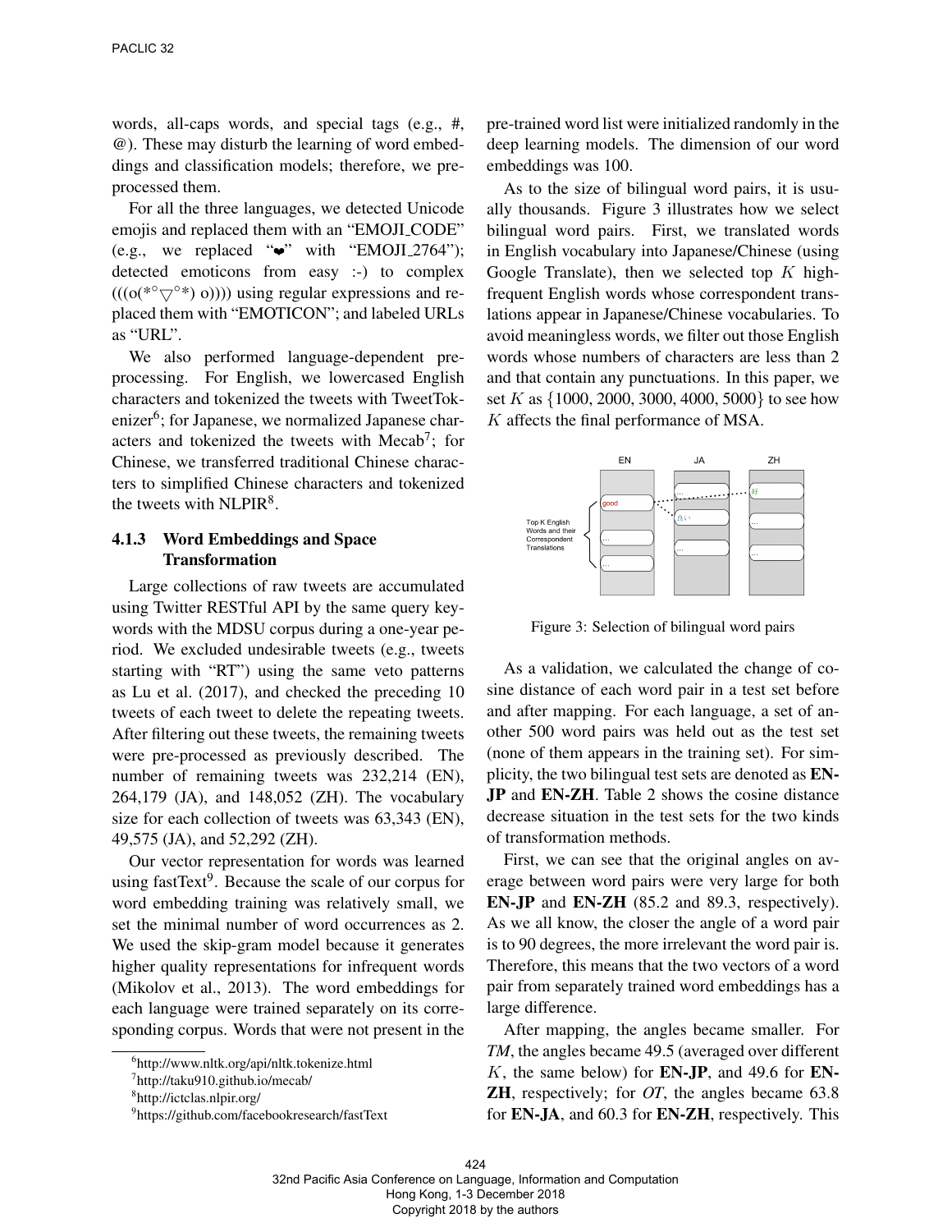words, all-caps words, and special tags (e.g., #, @). These may disturb the learning of word embeddings and classification models; therefore, we pre-processed them.

For all the three languages, we detected Unicode emojis and replaced them with an "EMOJI_CODE" (e.g., we replaced "❤" with "EMOJI_2764"); detected emoticons from easy :-) to complex (((o(*°▽°*) o)))) using regular expressions and replaced them with "EMOTICON"; and labeled URLs as "URL".

We also performed language-dependent pre-processing. For English, we lowercased English characters and tokenized the tweets with TweetTokenizer[6]; for Japanese, we normalized Japanese characters and tokenized the tweets with Mecab[7]; for Chinese, we transferred traditional Chinese characters to simplified Chinese characters and tokenized the tweets with NLPIR[8].

### 4.1.3 Word Embeddings and Space Transformation

Large collections of raw tweets are accumulated using Twitter RESTful API by the same query keywords with the MDSU corpus during a one-year period. We excluded undesirable tweets (e.g., tweets starting with "RT") using the same veto patterns as Lu et al. (2017), and checked the preceding 10 tweets of each tweet to delete the repeating tweets. After filtering out these tweets, the remaining tweets were pre-processed as previously described. The number of remaining tweets was 232,214 (EN), 264,179 (JA), and 148,052 (ZH). The vocabulary size for each collection of tweets was 63,343 (EN), 49,575 (JA), and 52,292 (ZH).

Our vector representation for words was learned using fastText[9]. Because the scale of our corpus for word embedding training was relatively small, we set the minimal number of word occurrences as 2. We used the skip-gram model because it generates higher quality representations for infrequent words (Mikolov et al., 2013). The word embeddings for each language were trained separately on its corresponding corpus. Words that were not present in the pre-trained word list were initialized randomly in the deep learning models. The dimension of our word embeddings was 100.

As to the size of bilingual word pairs, it is usually thousands. Figure 3 illustrates how we select bilingual word pairs. First, we translated words in English vocabulary into Japanese/Chinese (using Google Translate), then we selected top $K$ high-frequent English words whose correspondent translations appear in Japanese/Chinese vocabularies. To avoid meaningless words, we filter out those English words whose numbers of characters are less than 2 and that contain any punctuations. In this paper, we set $K$ as $\{1000, 2000, 3000, 4000, 5000\}$ to see how $K$ affects the final performance of MSA.

Figure 3: Selection of bilingual word pairs

As a validation, we calculated the change of cosine distance of each word pair in a test set before and after mapping. For each language, a set of another 500 word pairs was held out as the test set (none of them appears in the training set). For simplicity, the two bilingual test sets are denoted as **EN-JP** and **EN-ZH**. Table 2 shows the cosine distance decrease situation in the test sets for the two kinds of transformation methods.

First, we can see that the original angles on average between word pairs were very large for both **EN-JP** and **EN-ZH** (85.2 and 89.3, respectively). As we all know, the closer the angle of a word pair is to 90 degrees, the more irrelevant the word pair is. Therefore, this means that the two vectors of a word pair from separately trained word embeddings has a large difference.

After mapping, the angles became smaller. For *TM*, the angles became 49.5 (averaged over different $K$, the same below) for **EN-JP**, and 49.6 for **EN-ZH**, respectively; for *OT*, the angles became 63.8 for **EN-JA**, and 60.3 for **EN-ZH**, respectively. This

---

[6] http://www.nltk.org/api/nltk.tokenize.html

[7] http://taku910.github.io/mecab/

[8] http://ictclas.nlpir.org/

[9] https://github.com/facebookresearch/fastText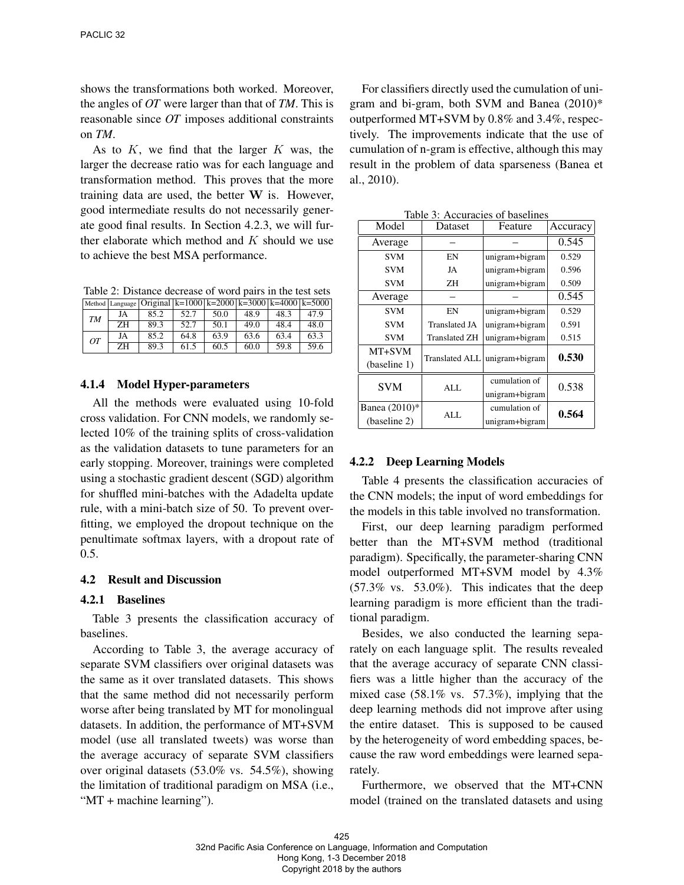shows the transformations both worked. Moreover, the angles of *OT* were larger than that of *TM*. This is reasonable since *OT* imposes additional constraints on *TM*.

As to $K$, we find that the larger $K$ was, the larger the decrease ratio was for each language and transformation method. This proves that the more training data are used, the better $\mathbf{W}$ is. However, good intermediate results do not necessarily generate good final results. In Section 4.2.3, we will further elaborate which method and $K$ should we use to achieve the best MSA performance.

Table 2: Distance decrease of word pairs in the test sets

| Method | Language | Original | k=1000 | k=2000 | k=3000 | k=4000 | k=5000 |
|---|---|---|---|---|---|---|---|
| *TM* | JA | 85.2 | 52.7 | 50.0 | 48.9 | 48.3 | 47.9 |
| | ZH | 89.3 | 52.7 | 50.1 | 49.0 | 48.4 | 48.0 |
| *OT* | JA | 85.2 | 64.8 | 63.9 | 63.6 | 63.4 | 63.3 |
| | ZH | 89.3 | 61.5 | 60.5 | 60.0 | 59.8 | 59.6 |

### 4.1.4 Model Hyper-parameters

All the methods were evaluated using 10-fold cross validation. For CNN models, we randomly selected 10% of the training splits of cross-validation as the validation datasets to tune parameters for an early stopping. Moreover, trainings were completed using a stochastic gradient descent (SGD) algorithm for shuffled mini-batches with the Adadelta update rule, with a mini-batch size of 50. To prevent overfitting, we employed the dropout technique on the penultimate softmax layers, with a dropout rate of 0.5.

## 4.2 Result and Discussion

### 4.2.1 Baselines

Table 3 presents the classification accuracy of baselines.

According to Table 3, the average accuracy of separate SVM classifiers over original datasets was the same as it over translated datasets. This shows that the same method did not necessarily perform worse after being translated by MT for monolingual datasets. In addition, the performance of MT+SVM model (use all translated tweets) was worse than the average accuracy of separate SVM classifiers over original datasets (53.0% vs. 54.5%), showing the limitation of traditional paradigm on MSA (i.e., "MT + machine learning").

For classifiers directly used the cumulation of unigram and bi-gram, both SVM and Banea (2010)* outperformed MT+SVM by 0.8% and 3.4%, respectively. The improvements indicate that the use of cumulation of n-gram is effective, although this may result in the problem of data sparseness (Banea et al., 2010).

Table 3: Accuracies of baselines

| Model | Dataset | Feature | Accuracy |
|---|---|---|---|
| Average | – | – | 0.545 |
| SVM | EN | unigram+bigram | 0.529 |
| SVM | JA | unigram+bigram | 0.596 |
| SVM | ZH | unigram+bigram | 0.509 |
| Average | – | – | 0.545 |
| SVM | EN | unigram+bigram | 0.529 |
| SVM | Translated JA | unigram+bigram | 0.591 |
| SVM | Translated ZH | unigram+bigram | 0.515 |
| MT+SVM (baseline 1) | Translated ALL | unigram+bigram | **0.530** |
| SVM | ALL | cumulation of unigram+bigram | 0.538 |
| Banea (2010)* (baseline 2) | ALL | cumulation of unigram+bigram | **0.564** |

### 4.2.2 Deep Learning Models

Table 4 presents the classification accuracies of the CNN models; the input of word embeddings for the models in this table involved no transformation.

First, our deep learning paradigm performed better than the MT+SVM method (traditional paradigm). Specifically, the parameter-sharing CNN model outperformed MT+SVM model by 4.3% (57.3% vs. 53.0%). This indicates that the deep learning paradigm is more efficient than the traditional paradigm.

Besides, we also conducted the learning separately on each language split. The results revealed that the average accuracy of separate CNN classifiers was a little higher than the accuracy of the mixed case (58.1% vs. 57.3%), implying that the deep learning methods did not improve after using the entire dataset. This is supposed to be caused by the heterogeneity of word embedding spaces, because the raw word embeddings were learned separately.

Furthermore, we observed that the MT+CNN model (trained on the translated datasets and using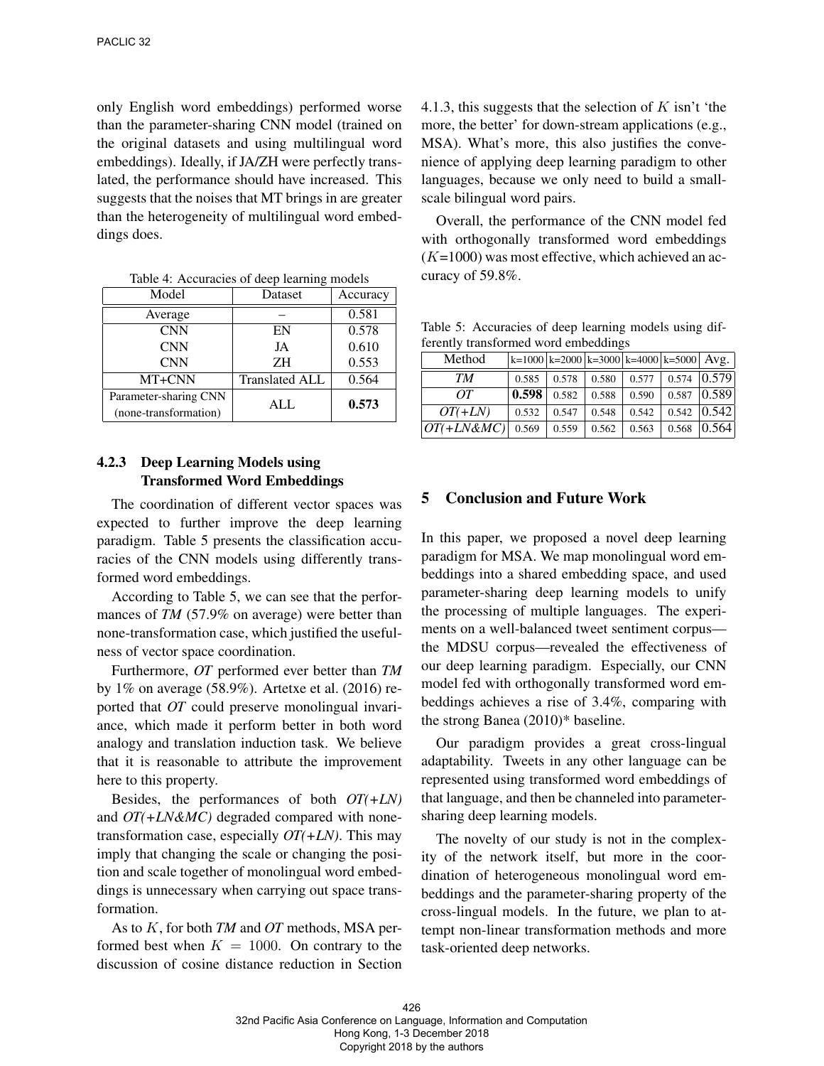only English word embeddings) performed worse than the parameter-sharing CNN model (trained on the original datasets and using multilingual word embeddings). Ideally, if JA/ZH were perfectly translated, the performance should have increased. This suggests that the noises that MT brings in are greater than the heterogeneity of multilingual word embeddings does.

Table 4: Accuracies of deep learning models

| Model | Dataset | Accuracy |
|---|---|---|
| Average | – | 0.581 |
| CNN | EN | 0.578 |
| CNN | JA | 0.610 |
| CNN | ZH | 0.553 |
| MT+CNN | Translated ALL | 0.564 |
| Parameter-sharing CNN (none-transformation) | ALL | **0.573** |

### 4.2.3 Deep Learning Models using Transformed Word Embeddings

The coordination of different vector spaces was expected to further improve the deep learning paradigm. Table 5 presents the classification accuracies of the CNN models using differently transformed word embeddings.

According to Table 5, we can see that the performances of *TM* (57.9% on average) were better than none-transformation case, which justified the usefulness of vector space coordination.

Furthermore, *OT* performed ever better than *TM* by 1% on average (58.9%). Artetxe et al. (2016) reported that *OT* could preserve monolingual invariance, which made it perform better in both word analogy and translation induction task. We believe that it is reasonable to attribute the improvement here to this property.

Besides, the performances of both *OT(+LN)* and *OT(+LN&MC)* degraded compared with none-transformation case, especially *OT(+LN)*. This may imply that changing the scale or changing the position and scale together of monolingual word embeddings is unnecessary when carrying out space transformation.

As to $K$, for both *TM* and *OT* methods, MSA performed best when $K = 1000$. On contrary to the discussion of cosine distance reduction in Section 4.1.3, this suggests that the selection of $K$ isn't 'the more, the better' for down-stream applications (e.g., MSA). What's more, this also justifies the convenience of applying deep learning paradigm to other languages, because we only need to build a small-scale bilingual word pairs.

Overall, the performance of the CNN model fed with orthogonally transformed word embeddings ($K$=1000) was most effective, which achieved an accuracy of 59.8%.

Table 5: Accuracies of deep learning models using differently transformed word embeddings

| Method | k=1000 | k=2000 | k=3000 | k=4000 | k=5000 | Avg. |
|---|---|---|---|---|---|---|
| *TM* | 0.585 | 0.578 | 0.580 | 0.577 | 0.574 | 0.579 |
| *OT* | **0.598** | 0.582 | 0.588 | 0.590 | 0.587 | 0.589 |
| *OT(+LN)* | 0.532 | 0.547 | 0.548 | 0.542 | 0.542 | 0.542 |
| *OT(+LN&MC)* | 0.569 | 0.559 | 0.562 | 0.563 | 0.568 | 0.564 |

## 5 Conclusion and Future Work

In this paper, we proposed a novel deep learning paradigm for MSA. We map monolingual word embeddings into a shared embedding space, and used parameter-sharing deep learning models to unify the processing of multiple languages. The experiments on a well-balanced tweet sentiment corpus—the MDSU corpus—revealed the effectiveness of our deep learning paradigm. Especially, our CNN model fed with orthogonally transformed word embeddings achieves a rise of 3.4%, comparing with the strong Banea (2010)* baseline.

Our paradigm provides a great cross-lingual adaptability. Tweets in any other language can be represented using transformed word embeddings of that language, and then be channeled into parameter-sharing deep learning models.

The novelty of our study is not in the complexity of the network itself, but more in the coordination of heterogeneous monolingual word embeddings and the parameter-sharing property of the cross-lingual models. In the future, we plan to attempt non-linear transformation methods and more task-oriented deep networks.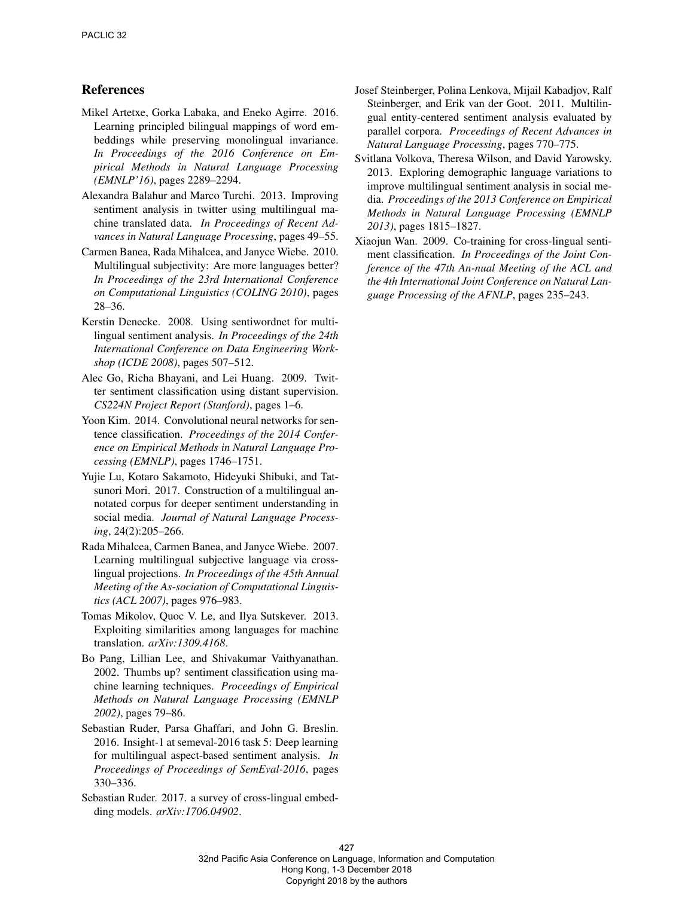## References

Mikel Artetxe, Gorka Labaka, and Eneko Agirre. 2016. Learning principled bilingual mappings of word embeddings while preserving monolingual invariance. *In Proceedings of the 2016 Conference on Empirical Methods in Natural Language Processing (EMNLP'16)*, pages 2289–2294.

Alexandra Balahur and Marco Turchi. 2013. Improving sentiment analysis in twitter using multilingual machine translated data. *In Proceedings of Recent Advances in Natural Language Processing*, pages 49–55.

Carmen Banea, Rada Mihalcea, and Janyce Wiebe. 2010. Multilingual subjectivity: Are more languages better? *In Proceedings of the 23rd International Conference on Computational Linguistics (COLING 2010)*, pages 28–36.

Kerstin Denecke. 2008. Using sentiwordnet for multilingual sentiment analysis. *In Proceedings of the 24th International Conference on Data Engineering Workshop (ICDE 2008)*, pages 507–512.

Alec Go, Richa Bhayani, and Lei Huang. 2009. Twitter sentiment classification using distant supervision. *CS224N Project Report (Stanford)*, pages 1–6.

Yoon Kim. 2014. Convolutional neural networks for sentence classification. *Proceedings of the 2014 Conference on Empirical Methods in Natural Language Processing (EMNLP)*, pages 1746–1751.

Yujie Lu, Kotaro Sakamoto, Hideyuki Shibuki, and Tatsunori Mori. 2017. Construction of a multilingual annotated corpus for deeper sentiment understanding in social media. *Journal of Natural Language Processing*, 24(2):205–266.

Rada Mihalcea, Carmen Banea, and Janyce Wiebe. 2007. Learning multilingual subjective language via cross-lingual projections. *In Proceedings of the 45th Annual Meeting of the As-sociation of Computational Linguistics (ACL 2007)*, pages 976–983.

Tomas Mikolov, Quoc V. Le, and Ilya Sutskever. 2013. Exploiting similarities among languages for machine translation. *arXiv:1309.4168*.

Bo Pang, Lillian Lee, and Shivakumar Vaithyanathan. 2002. Thumbs up? sentiment classification using machine learning techniques. *Proceedings of Empirical Methods on Natural Language Processing (EMNLP 2002)*, pages 79–86.

Sebastian Ruder, Parsa Ghaffari, and John G. Breslin. 2016. Insight-1 at semeval-2016 task 5: Deep learning for multilingual aspect-based sentiment analysis. *In Proceedings of Proceedings of SemEval-2016*, pages 330–336.

Sebastian Ruder. 2017. a survey of cross-lingual embedding models. *arXiv:1706.04902*.

Josef Steinberger, Polina Lenkova, Mijail Kabadjov, Ralf Steinberger, and Erik van der Goot. 2011. Multilingual entity-centered sentiment analysis evaluated by parallel corpora. *Proceedings of Recent Advances in Natural Language Processing*, pages 770–775.

Svitlana Volkova, Theresa Wilson, and David Yarowsky. 2013. Exploring demographic language variations to improve multilingual sentiment analysis in social media. *Proceedings of the 2013 Conference on Empirical Methods in Natural Language Processing (EMNLP 2013)*, pages 1815–1827.

Xiaojun Wan. 2009. Co-training for cross-lingual sentiment classification. *In Proceedings of the Joint Conference of the 47th An-nual Meeting of the ACL and the 4th International Joint Conference on Natural Language Processing of the AFNLP*, pages 235–243.